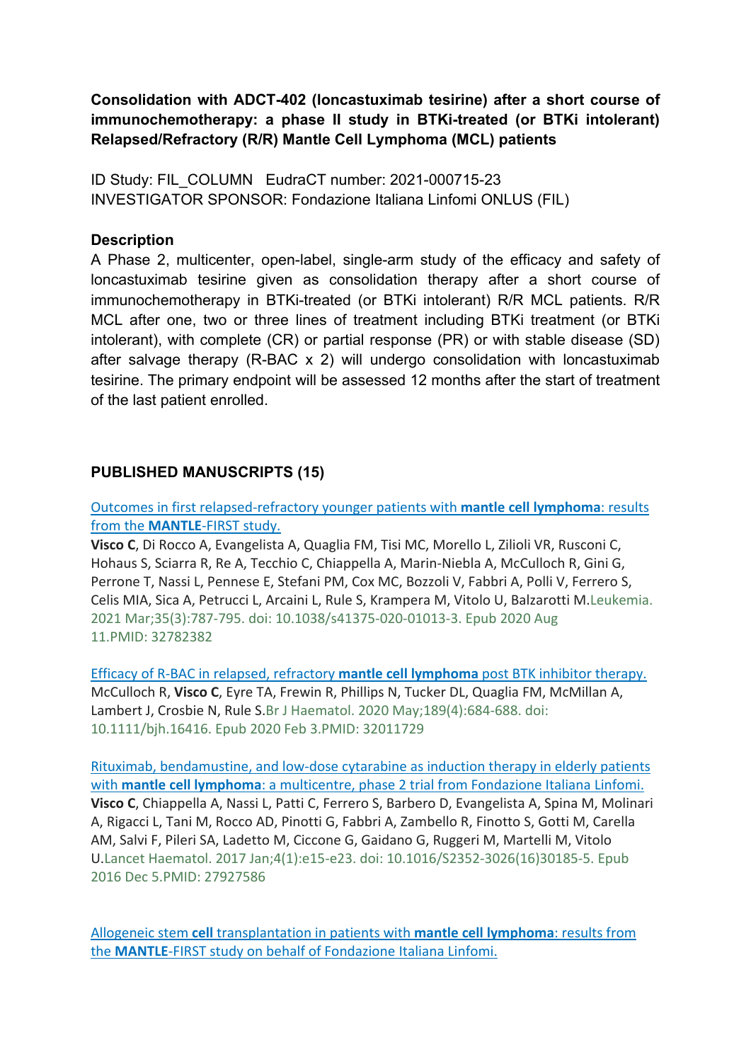**Consolidation with ADCT-402 (loncastuximab tesirine) after a short course of immunochemotherapy: a phase II study in BTKi-treated (or BTKi intolerant) Relapsed/Refractory (R/R) Mantle Cell Lymphoma (MCL) patients**

ID Study: FIL_COLUMN   EudraCT number: 2021-000715-23
INVESTIGATOR SPONSOR: Fondazione Italiana Linfomi ONLUS (FIL)

**Description**

A Phase 2, multicenter, open-label, single-arm study of the efficacy and safety of loncastuximab tesirine given as consolidation therapy after a short course of immunochemotherapy in BTKi-treated (or BTKi intolerant) R/R MCL patients. R/R MCL after one, two or three lines of treatment including BTKi treatment (or BTKi intolerant), with complete (CR) or partial response (PR) or with stable disease (SD) after salvage therapy (R-BAC x 2) will undergo consolidation with loncastuximab tesirine. The primary endpoint will be assessed 12 months after the start of treatment of the last patient enrolled.

**PUBLISHED MANUSCRIPTS (15)**

Outcomes in first relapsed-refractory younger patients with **mantle cell lymphoma**: results from the **MANTLE**-FIRST study.
**Visco C**, Di Rocco A, Evangelista A, Quaglia FM, Tisi MC, Morello L, Zilioli VR, Rusconi C, Hohaus S, Sciarra R, Re A, Tecchio C, Chiappella A, Marin-Niebla A, McCulloch R, Gini G, Perrone T, Nassi L, Pennese E, Stefani PM, Cox MC, Bozzoli V, Fabbri A, Polli V, Ferrero S, Celis MIA, Sica A, Petrucci L, Arcaini L, Rule S, Krampera M, Vitolo U, Balzarotti M.Leukemia. 2021 Mar;35(3):787-795. doi: 10.1038/s41375-020-01013-3. Epub 2020 Aug 11.PMID: 32782382

Efficacy of R-BAC in relapsed, refractory **mantle cell lymphoma** post BTK inhibitor therapy.
McCulloch R, **Visco C**, Eyre TA, Frewin R, Phillips N, Tucker DL, Quaglia FM, McMillan A, Lambert J, Crosbie N, Rule S.Br J Haematol. 2020 May;189(4):684-688. doi: 10.1111/bjh.16416. Epub 2020 Feb 3.PMID: 32011729

Rituximab, bendamustine, and low-dose cytarabine as induction therapy in elderly patients with **mantle cell lymphoma**: a multicentre, phase 2 trial from Fondazione Italiana Linfomi.
**Visco C**, Chiappella A, Nassi L, Patti C, Ferrero S, Barbero D, Evangelista A, Spina M, Molinari A, Rigacci L, Tani M, Rocco AD, Pinotti G, Fabbri A, Zambello R, Finotto S, Gotti M, Carella AM, Salvi F, Pileri SA, Ladetto M, Ciccone G, Gaidano G, Ruggeri M, Martelli M, Vitolo U.Lancet Haematol. 2017 Jan;4(1):e15-e23. doi: 10.1016/S2352-3026(16)30185-5. Epub 2016 Dec 5.PMID: 27927586

Allogeneic stem **cell** transplantation in patients with **mantle cell lymphoma**: results from the **MANTLE**-FIRST study on behalf of Fondazione Italiana Linfomi.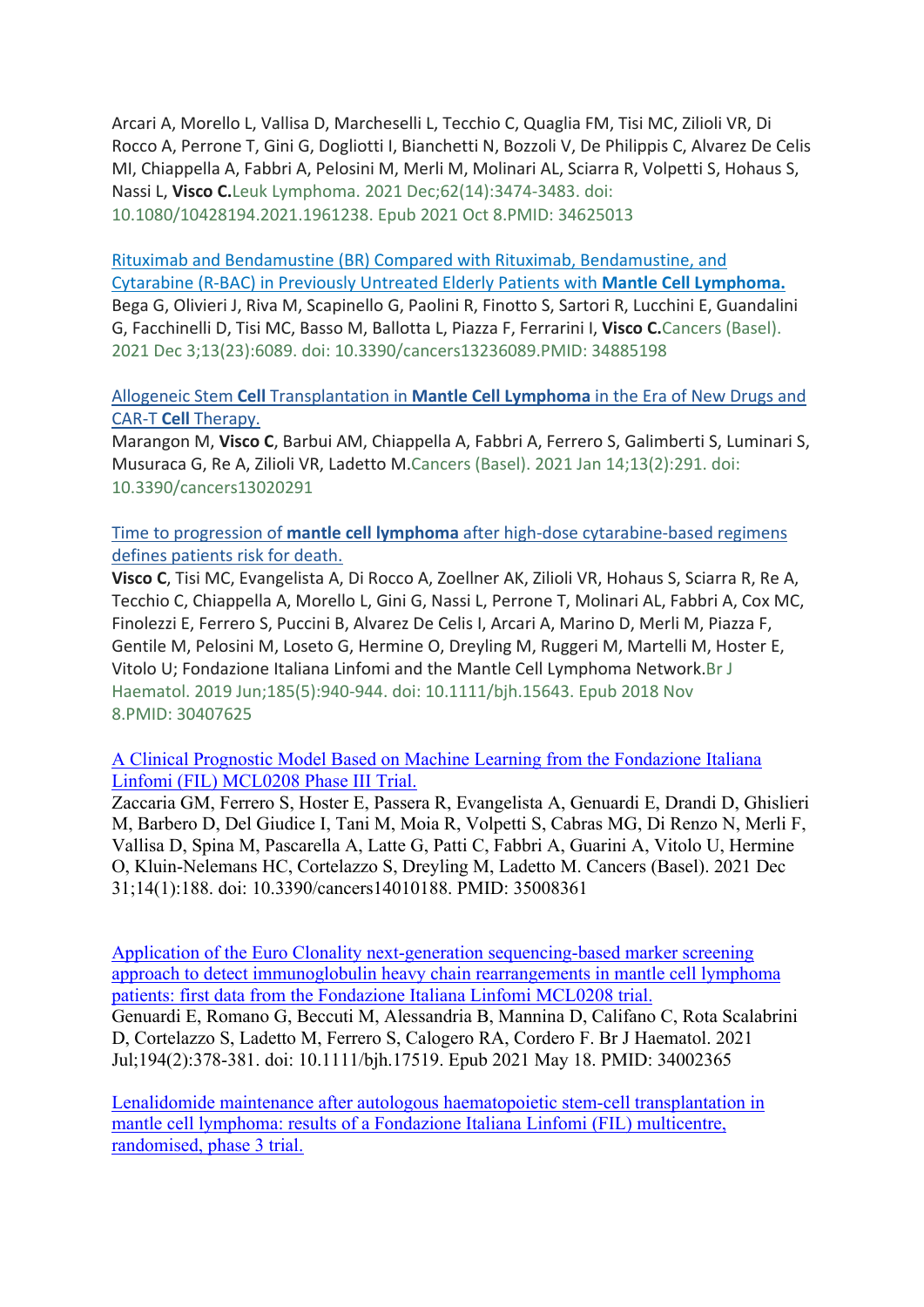Arcari A, Morello L, Vallisa D, Marcheselli L, Tecchio C, Quaglia FM, Tisi MC, Zilioli VR, Di Rocco A, Perrone T, Gini G, Dogliotti I, Bianchetti N, Bozzoli V, De Philippis C, Alvarez De Celis MI, Chiappella A, Fabbri A, Pelosini M, Merli M, Molinari AL, Sciarra R, Volpetti S, Hohaus S, Nassi L, **Visco C.** Leuk Lymphoma. 2021 Dec;62(14):3474-3483. doi: 10.1080/10428194.2021.1961238. Epub 2021 Oct 8.PMID: 34625013

Rituximab and Bendamustine (BR) Compared with Rituximab, Bendamustine, and Cytarabine (R-BAC) in Previously Untreated Elderly Patients with **Mantle Cell Lymphoma.**
Bega G, Olivieri J, Riva M, Scapinello G, Paolini R, Finotto S, Sartori R, Lucchini E, Guandalini G, Facchinelli D, Tisi MC, Basso M, Ballotta L, Piazza F, Ferrarini I, **Visco C.** Cancers (Basel). 2021 Dec 3;13(23):6089. doi: 10.3390/cancers13236089.PMID: 34885198

Allogeneic Stem **Cell** Transplantation in **Mantle Cell Lymphoma** in the Era of New Drugs and CAR-T **Cell** Therapy.
Marangon M, **Visco C**, Barbui AM, Chiappella A, Fabbri A, Ferrero S, Galimberti S, Luminari S, Musuraca G, Re A, Zilioli VR, Ladetto M. Cancers (Basel). 2021 Jan 14;13(2):291. doi: 10.3390/cancers13020291

Time to progression of **mantle cell lymphoma** after high-dose cytarabine-based regimens defines patients risk for death.
**Visco C**, Tisi MC, Evangelista A, Di Rocco A, Zoellner AK, Zilioli VR, Hohaus S, Sciarra R, Re A, Tecchio C, Chiappella A, Morello L, Gini G, Nassi L, Perrone T, Molinari AL, Fabbri A, Cox MC, Finolezzi E, Ferrero S, Puccini B, Alvarez De Celis I, Arcari A, Marino D, Merli M, Piazza F, Gentile M, Pelosini M, Loseto G, Hermine O, Dreyling M, Ruggeri M, Martelli M, Hoster E, Vitolo U; Fondazione Italiana Linfomi and the Mantle Cell Lymphoma Network. Br J Haematol. 2019 Jun;185(5):940-944. doi: 10.1111/bjh.15643. Epub 2018 Nov 8.PMID: 30407625

A Clinical Prognostic Model Based on Machine Learning from the Fondazione Italiana Linfomi (FIL) MCL0208 Phase III Trial.
Zaccaria GM, Ferrero S, Hoster E, Passera R, Evangelista A, Genuardi E, Drandi D, Ghislieri M, Barbero D, Del Giudice I, Tani M, Moia R, Volpetti S, Cabras MG, Di Renzo N, Merli F, Vallisa D, Spina M, Pascarella A, Latte G, Patti C, Fabbri A, Guarini A, Vitolo U, Hermine O, Kluin-Nelemans HC, Cortelazzo S, Dreyling M, Ladetto M. Cancers (Basel). 2021 Dec 31;14(1):188. doi: 10.3390/cancers14010188. PMID: 35008361

Application of the Euro Clonality next-generation sequencing-based marker screening approach to detect immunoglobulin heavy chain rearrangements in mantle cell lymphoma patients: first data from the Fondazione Italiana Linfomi MCL0208 trial.
Genuardi E, Romano G, Beccuti M, Alessandria B, Mannina D, Califano C, Rota Scalabrini D, Cortelazzo S, Ladetto M, Ferrero S, Calogero RA, Cordero F. Br J Haematol. 2021 Jul;194(2):378-381. doi: 10.1111/bjh.17519. Epub 2021 May 18. PMID: 34002365

Lenalidomide maintenance after autologous haematopoietic stem-cell transplantation in mantle cell lymphoma: results of a Fondazione Italiana Linfomi (FIL) multicentre, randomised, phase 3 trial.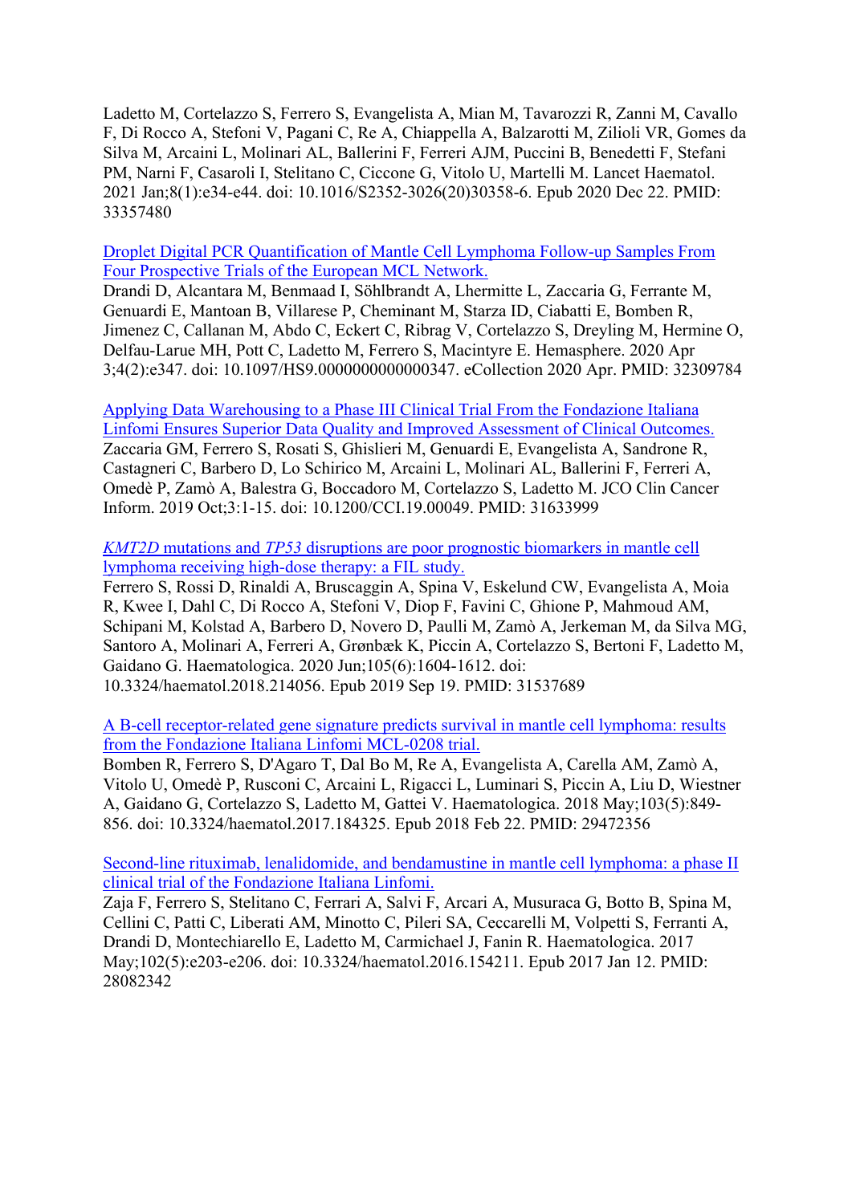Ladetto M, Cortelazzo S, Ferrero S, Evangelista A, Mian M, Tavarozzi R, Zanni M, Cavallo F, Di Rocco A, Stefoni V, Pagani C, Re A, Chiappella A, Balzarotti M, Zilioli VR, Gomes da Silva M, Arcaini L, Molinari AL, Ballerini F, Ferreri AJM, Puccini B, Benedetti F, Stefani PM, Narni F, Casaroli I, Stelitano C, Ciccone G, Vitolo U, Martelli M. Lancet Haematol. 2021 Jan;8(1):e34-e44. doi: 10.1016/S2352-3026(20)30358-6. Epub 2020 Dec 22. PMID: 33357480

Droplet Digital PCR Quantification of Mantle Cell Lymphoma Follow-up Samples From Four Prospective Trials of the European MCL Network.
Drandi D, Alcantara M, Benmaad I, Söhlbrandt A, Lhermitte L, Zaccaria G, Ferrante M, Genuardi E, Mantoan B, Villarese P, Cheminant M, Starza ID, Ciabatti E, Bomben R, Jimenez C, Callanan M, Abdo C, Eckert C, Ribrag V, Cortelazzo S, Dreyling M, Hermine O, Delfau-Larue MH, Pott C, Ladetto M, Ferrero S, Macintyre E. Hemasphere. 2020 Apr 3;4(2):e347. doi: 10.1097/HS9.0000000000000347. eCollection 2020 Apr. PMID: 32309784

Applying Data Warehousing to a Phase III Clinical Trial From the Fondazione Italiana Linfomi Ensures Superior Data Quality and Improved Assessment of Clinical Outcomes.
Zaccaria GM, Ferrero S, Rosati S, Ghislieri M, Genuardi E, Evangelista A, Sandrone R, Castagneri C, Barbero D, Lo Schirico M, Arcaini L, Molinari AL, Ballerini F, Ferreri A, Omedè P, Zamò A, Balestra G, Boccadoro M, Cortelazzo S, Ladetto M. JCO Clin Cancer Inform. 2019 Oct;3:1-15. doi: 10.1200/CCI.19.00049. PMID: 31633999

*KMT2D* mutations and *TP53* disruptions are poor prognostic biomarkers in mantle cell lymphoma receiving high-dose therapy: a FIL study.
Ferrero S, Rossi D, Rinaldi A, Bruscaggin A, Spina V, Eskelund CW, Evangelista A, Moia R, Kwee I, Dahl C, Di Rocco A, Stefoni V, Diop F, Favini C, Ghione P, Mahmoud AM, Schipani M, Kolstad A, Barbero D, Novero D, Paulli M, Zamò A, Jerkeman M, da Silva MG, Santoro A, Molinari A, Ferreri A, Grønbæk K, Piccin A, Cortelazzo S, Bertoni F, Ladetto M, Gaidano G. Haematologica. 2020 Jun;105(6):1604-1612. doi: 10.3324/haematol.2018.214056. Epub 2019 Sep 19. PMID: 31537689

A B-cell receptor-related gene signature predicts survival in mantle cell lymphoma: results from the Fondazione Italiana Linfomi MCL-0208 trial.
Bomben R, Ferrero S, D'Agaro T, Dal Bo M, Re A, Evangelista A, Carella AM, Zamò A, Vitolo U, Omedè P, Rusconi C, Arcaini L, Rigacci L, Luminari S, Piccin A, Liu D, Wiestner A, Gaidano G, Cortelazzo S, Ladetto M, Gattei V. Haematologica. 2018 May;103(5):849-856. doi: 10.3324/haematol.2017.184325. Epub 2018 Feb 22. PMID: 29472356

Second-line rituximab, lenalidomide, and bendamustine in mantle cell lymphoma: a phase II clinical trial of the Fondazione Italiana Linfomi.
Zaja F, Ferrero S, Stelitano C, Ferrari A, Salvi F, Arcari A, Musuraca G, Botto B, Spina M, Cellini C, Patti C, Liberati AM, Minotto C, Pileri SA, Ceccarelli M, Volpetti S, Ferranti A, Drandi D, Montechiarello E, Ladetto M, Carmichael J, Fanin R. Haematologica. 2017 May;102(5):e203-e206. doi: 10.3324/haematol.2016.154211. Epub 2017 Jan 12. PMID: 28082342